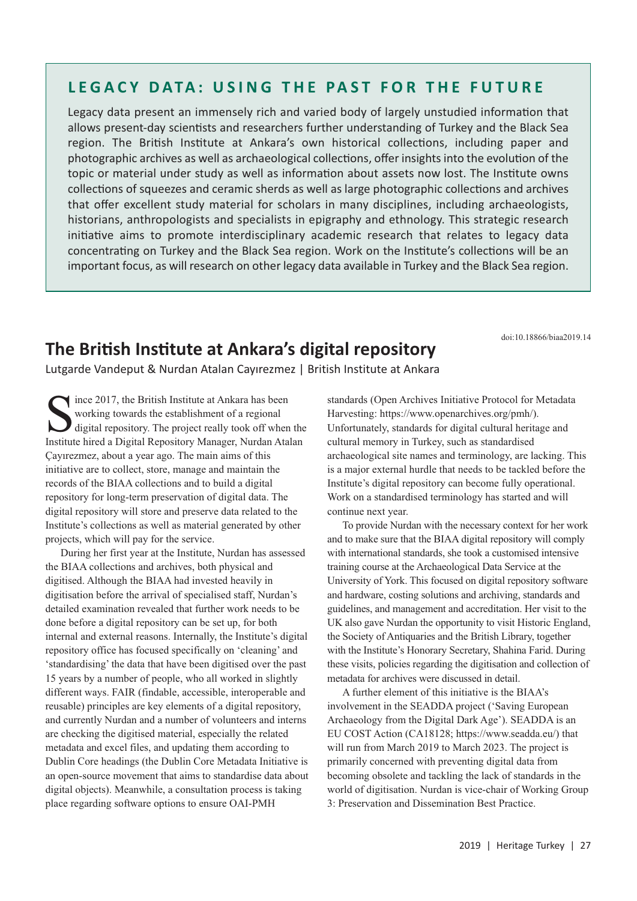## LEGACY DATA: USING THE PAST FOR THE FUTURE

Legacy data present an immensely rich and varied body of largely unstudied information that allows present-day scientists and researchers further understanding of Turkey and the Black Sea region. The British Institute at Ankara's own historical collections, including paper and photographic archives as well as archaeological collections, offer insights into the evolution of the topic or material under study as well as information about assets now lost. The Institute owns collections of squeezes and ceramic sherds as well as large photographic collections and archives that offer excellent study material for scholars in many disciplines, including archaeologists, historians, anthropologists and specialists in epigraphy and ethnology. This strategic research initiative aims to promote interdisciplinary academic research that relates to legacy data concentrating on Turkey and the Black Sea region. Work on the Institute's collections will be an important focus, as will research on other legacy data available in Turkey and the Black Sea region.

doi:10.18866/biaa2019.14

# The British Institute at Ankara's digital repository

Lutgarde Vandeput & Nurdan Atalan Cayırezmez | British Institute at Ankara

Since 2017, the British Institute at Ankara has been working towards the establishment of a regional digital repository. The project really took off when the Institute hired a Digital Repository Manager, Nurdan Atalan Çayırezmez, about a year ago. The main aims of this initiative are to collect, store, manage and maintain the records of the BIAA collections and to build a digital repository for long-term preservation of digital data. The digital repository will store and preserve data related to the Institute's collections as well as material generated by other projects, which will pay for the service.

During her first year at the Institute, Nurdan has assessed the BIAA collections and archives, both physical and digitised. Although the BIAA had invested heavily in digitisation before the arrival of specialised staff, Nurdan's detailed examination revealed that further work needs to be done before a digital repository can be set up, for both internal and external reasons. Internally, the Institute's digital repository office has focused specifically on 'cleaning' and 'standardising' the data that have been digitised over the past 15 years by a number of people, who all worked in slightly different ways. FAIR (findable, accessible, interoperable and reusable) principles are key elements of a digital repository, and currently Nurdan and a number of volunteers and interns are checking the digitised material, especially the related metadata and excel files, and updating them according to Dublin Core headings (the Dublin Core Metadata Initiative is an open-source movement that aims to standardise data about digital objects). Meanwhile, a consultation process is taking place regarding software options to ensure OAI-PMH standards (Open Archives Initiative Protocol for Metadata Harvesting: https://www.openarchives.org/pmh/). Unfortunately, standards for digital cultural heritage and cultural memory in Turkey, such as standardised archaeological site names and terminology, are lacking. This is a major external hurdle that needs to be tackled before the Institute's digital repository can become fully operational. Work on a standardised terminology has started and will continue next year.

To provide Nurdan with the necessary context for her work and to make sure that the BIAA digital repository will comply with international standards, she took a customised intensive training course at the Archaeological Data Service at the University of York. This focused on digital repository software and hardware, costing solutions and archiving, standards and guidelines, and management and accreditation. Her visit to the UK also gave Nurdan the opportunity to visit Historic England, the Society of Antiquaries and the British Library, together with the Institute's Honorary Secretary, Shahina Farid. During these visits, policies regarding the digitisation and collection of metadata for archives were discussed in detail.

A further element of this initiative is the BIAA's involvement in the SEADDA project ('Saving European Archaeology from the Digital Dark Age'). SEADDA is an EU COST Action (CA18128; https://www.seadda.eu/) that will run from March 2019 to March 2023. The project is primarily concerned with preventing digital data from becoming obsolete and tackling the lack of standards in the world of digitisation. Nurdan is vice-chair of Working Group 3: Preservation and Dissemination Best Practice.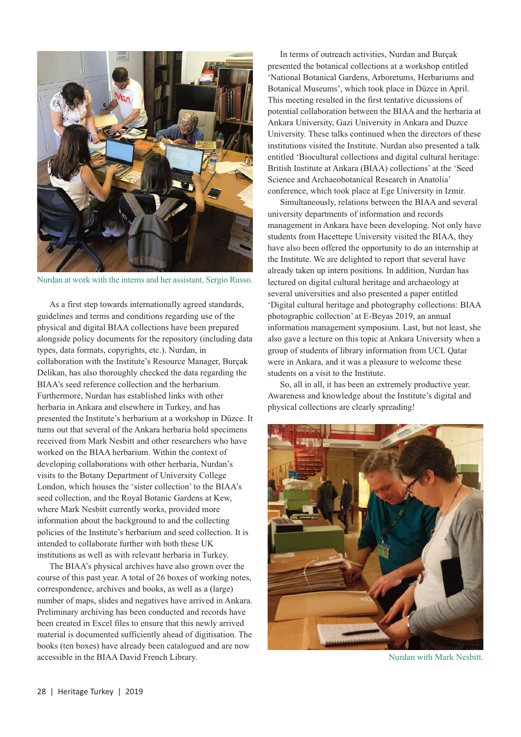Nurdan at work with the interns and her assistant, Sergio Russo.

As a first step towards internationally agreed standards, guidelines and terms and conditions regarding use of the physical and digital BIAA collections have been prepared alongside policy documents for the repository (including data types, data formats, copyrights, etc.). Nurdan, in collaboration with the Institute's Resource Manager, Burçak Delikan, has also thoroughly checked the data regarding the BIAA's seed reference collection and the herbarium. Furthermore, Nurdan has established links with other herbaria in Ankara and elsewhere in Turkey, and has presented the Institute's herbarium at a workshop in Düzce. It turns out that several of the Ankara herbaria hold specimens received from Mark Nesbitt and other researchers who have worked on the BIAA herbarium. Within the context of developing collaborations with other herbaria, Nurdan's visits to the Botany Department of University College London, which houses the 'sister collection' to the BIAA's seed collection, and the Royal Botanic Gardens at Kew, where Mark Nesbitt currently works, provided more information about the background to and the collecting policies of the Institute's herbarium and seed collection. It is intended to collaborate further with both these UK institutions as well as with relevant herbaria in Turkey.

The BIAA's physical archives have also grown over the course of this past year. A total of 26 boxes of working notes, correspondence, archives and books, as well as a (large) number of maps, slides and negatives have arrived in Ankara. Preliminary archiving has been conducted and records have been created in Excel files to ensure that this newly arrived material is documented sufficiently ahead of digitisation. The books (ten boxes) have already been catalogued and are now accessible in the BIAA David French Library.

In terms of outreach activities, Nurdan and Burçak presented the botanical collections at a workshop entitled 'National Botanical Gardens, Arboretums, Herbariums and Botanical Museums', which took place in Düzce in April. This meeting resulted in the first tentative dicussions of potential collaboration between the BIAA and the herbaria at Ankara University, Gazi University in Ankara and Duzce University. These talks continued when the directors of these institutions visited the Institute. Nurdan also presented a talk entitled 'Biocultural collections and digital cultural heritage: British Institute at Ankara (BIAA) collections' at the 'Seed Science and Archaeobotanical Research in Anatolia' conference, which took place at Ege University in Izmir.

Simultaneously, relations between the BIAA and several university departments of information and records management in Ankara have been developing. Not only have students from Hacettepe University visited the BIAA, they have also been offered the opportunity to do an internship at the Institute. We are delighted to report that several have already taken up intern positions. In addition, Nurdan has lectured on digital cultural heritage and archaeology at several universities and also presented a paper entitled 'Digital cultural heritage and photography collections: BIAA photographic collection' at E-Beyas 2019, an annual information management symposium. Last, but not least, she also gave a lecture on this topic at Ankara University when a group of students of library information from UCL Qatar were in Ankara, and it was a pleasure to welcome these students on a visit to the Institute.

So, all in all, it has been an extremely productive year. Awareness and knowledge about the Institute's digital and physical collections are clearly spreading!

Nurdan with Mark Nesbitt.